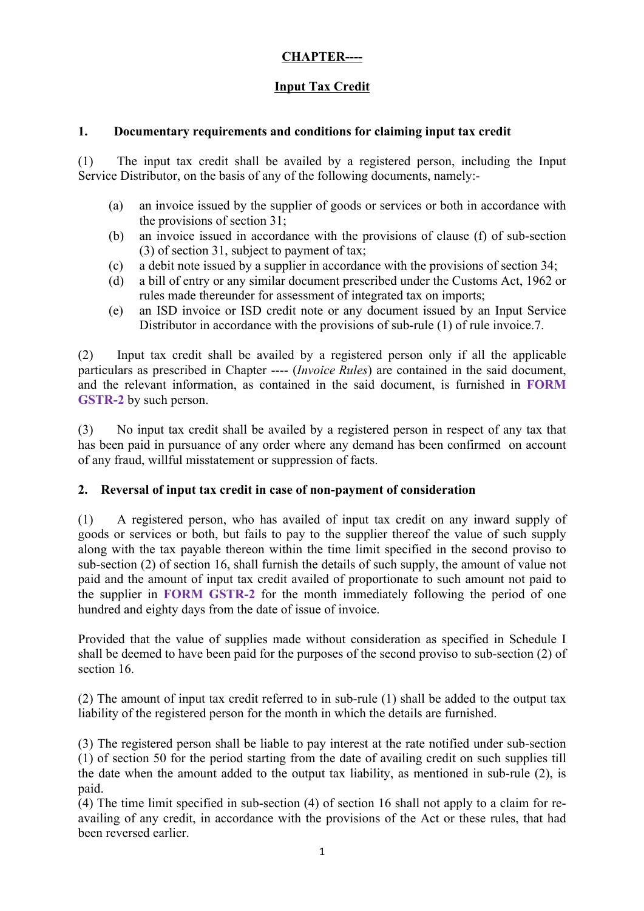# CHAPTER----

## Input Tax Credit

### 1. Documentary requirements and conditions for claiming input tax credit

(1) The input tax credit shall be availed by a registered person, including the Input Service Distributor, on the basis of any of the following documents, namely:-

- (a) an invoice issued by the supplier of goods or services or both in accordance with the provisions of section 31;
- (b) an invoice issued in accordance with the provisions of clause (f) of sub-section (3) of section 31, subject to payment of tax;
- (c) a debit note issued by a supplier in accordance with the provisions of section 34;
- (d) a bill of entry or any similar document prescribed under the Customs Act, 1962 or rules made thereunder for assessment of integrated tax on imports;
- (e) an ISD invoice or ISD credit note or any document issued by an Input Service Distributor in accordance with the provisions of sub-rule (1) of rule invoice.7.

(2) Input tax credit shall be availed by a registered person only if all the applicable particulars as prescribed in Chapter ---- (*Invoice Rules*) are contained in the said document, and the relevant information, as contained in the said document, is furnished in **FORM GSTR-2** by such person.

(3) No input tax credit shall be availed by a registered person in respect of any tax that has been paid in pursuance of any order where any demand has been confirmed on account of any fraud, willful misstatement or suppression of facts.

### 2. Reversal of input tax credit in case of non-payment of consideration

(1) A registered person, who has availed of input tax credit on any inward supply of goods or services or both, but fails to pay to the supplier thereof the value of such supply along with the tax payable thereon within the time limit specified in the second proviso to sub-section (2) of section 16, shall furnish the details of such supply, the amount of value not paid and the amount of input tax credit availed of proportionate to such amount not paid to the supplier in **FORM GSTR-2** for the month immediately following the period of one hundred and eighty days from the date of issue of invoice.

Provided that the value of supplies made without consideration as specified in Schedule I shall be deemed to have been paid for the purposes of the second proviso to sub-section (2) of section 16.

(2) The amount of input tax credit referred to in sub-rule (1) shall be added to the output tax liability of the registered person for the month in which the details are furnished.

(3) The registered person shall be liable to pay interest at the rate notified under sub-section (1) of section 50 for the period starting from the date of availing credit on such supplies till the date when the amount added to the output tax liability, as mentioned in sub-rule (2), is paid.

(4) The time limit specified in sub-section (4) of section 16 shall not apply to a claim for re-availing of any credit, in accordance with the provisions of the Act or these rules, that had been reversed earlier.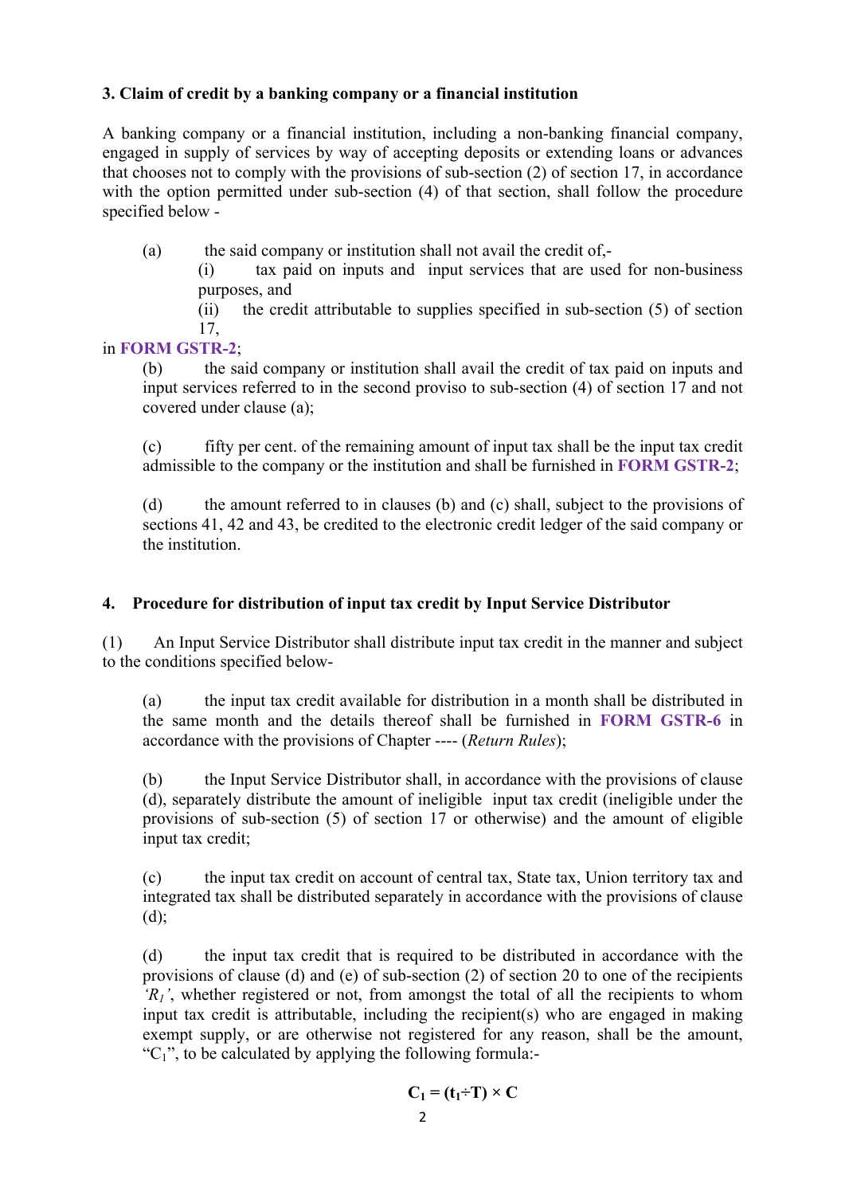### 3. Claim of credit by a banking company or a financial institution

A banking company or a financial institution, including a non-banking financial company, engaged in supply of services by way of accepting deposits or extending loans or advances that chooses not to comply with the provisions of sub-section (2) of section 17, in accordance with the option permitted under sub-section (4) of that section, shall follow the procedure specified below -

(a) the said company or institution shall not avail the credit of,-

(i) tax paid on inputs and input services that are used for non-business purposes, and

(ii) the credit attributable to supplies specified in sub-section (5) of section 17,

in **FORM GSTR-2**;

(b) the said company or institution shall avail the credit of tax paid on inputs and input services referred to in the second proviso to sub-section (4) of section 17 and not covered under clause (a);

(c) fifty per cent. of the remaining amount of input tax shall be the input tax credit admissible to the company or the institution and shall be furnished in **FORM GSTR-2**;

(d) the amount referred to in clauses (b) and (c) shall, subject to the provisions of sections 41, 42 and 43, be credited to the electronic credit ledger of the said company or the institution.

### 4. Procedure for distribution of input tax credit by Input Service Distributor

(1) An Input Service Distributor shall distribute input tax credit in the manner and subject to the conditions specified below-

(a) the input tax credit available for distribution in a month shall be distributed in the same month and the details thereof shall be furnished in **FORM GSTR-6** in accordance with the provisions of Chapter ---- (*Return Rules*);

(b) the Input Service Distributor shall, in accordance with the provisions of clause (d), separately distribute the amount of ineligible input tax credit (ineligible under the provisions of sub-section (5) of section 17 or otherwise) and the amount of eligible input tax credit;

(c) the input tax credit on account of central tax, State tax, Union territory tax and integrated tax shall be distributed separately in accordance with the provisions of clause (d);

(d) the input tax credit that is required to be distributed in accordance with the provisions of clause (d) and (e) of sub-section (2) of section 20 to one of the recipients '$R_1$', whether registered or not, from amongst the total of all the recipients to whom input tax credit is attributable, including the recipient(s) who are engaged in making exempt supply, or are otherwise not registered for any reason, shall be the amount, "$C_1$", to be calculated by applying the following formula:-

$$C_1 = (t_1 \div T) \times C$$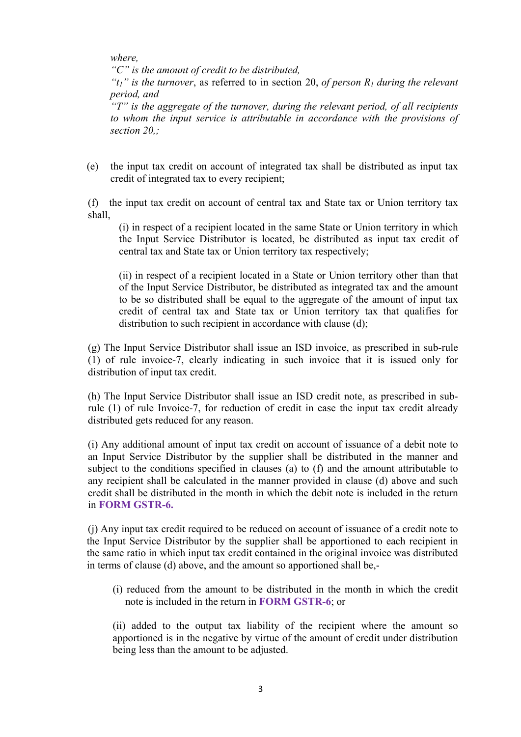*where,*

*"C" is the amount of credit to be distributed,*

*"$t_1$" is the turnover*, as referred to in section 20, *of person $R_1$ during the relevant period, and*

*"T" is the aggregate of the turnover, during the relevant period, of all recipients to whom the input service is attributable in accordance with the provisions of section 20,;*

(e) the input tax credit on account of integrated tax shall be distributed as input tax credit of integrated tax to every recipient;

(f) the input tax credit on account of central tax and State tax or Union territory tax shall,

(i) in respect of a recipient located in the same State or Union territory in which the Input Service Distributor is located, be distributed as input tax credit of central tax and State tax or Union territory tax respectively;

(ii) in respect of a recipient located in a State or Union territory other than that of the Input Service Distributor, be distributed as integrated tax and the amount to be so distributed shall be equal to the aggregate of the amount of input tax credit of central tax and State tax or Union territory tax that qualifies for distribution to such recipient in accordance with clause (d);

(g) The Input Service Distributor shall issue an ISD invoice, as prescribed in sub-rule (1) of rule invoice-7, clearly indicating in such invoice that it is issued only for distribution of input tax credit.

(h) The Input Service Distributor shall issue an ISD credit note, as prescribed in sub-rule (1) of rule Invoice-7, for reduction of credit in case the input tax credit already distributed gets reduced for any reason.

(i) Any additional amount of input tax credit on account of issuance of a debit note to an Input Service Distributor by the supplier shall be distributed in the manner and subject to the conditions specified in clauses (a) to (f) and the amount attributable to any recipient shall be calculated in the manner provided in clause (d) above and such credit shall be distributed in the month in which the debit note is included in the return in **FORM GSTR-6.**

(j) Any input tax credit required to be reduced on account of issuance of a credit note to the Input Service Distributor by the supplier shall be apportioned to each recipient in the same ratio in which input tax credit contained in the original invoice was distributed in terms of clause (d) above, and the amount so apportioned shall be,-

(i) reduced from the amount to be distributed in the month in which the credit note is included in the return in **FORM GSTR-6**; or

(ii) added to the output tax liability of the recipient where the amount so apportioned is in the negative by virtue of the amount of credit under distribution being less than the amount to be adjusted.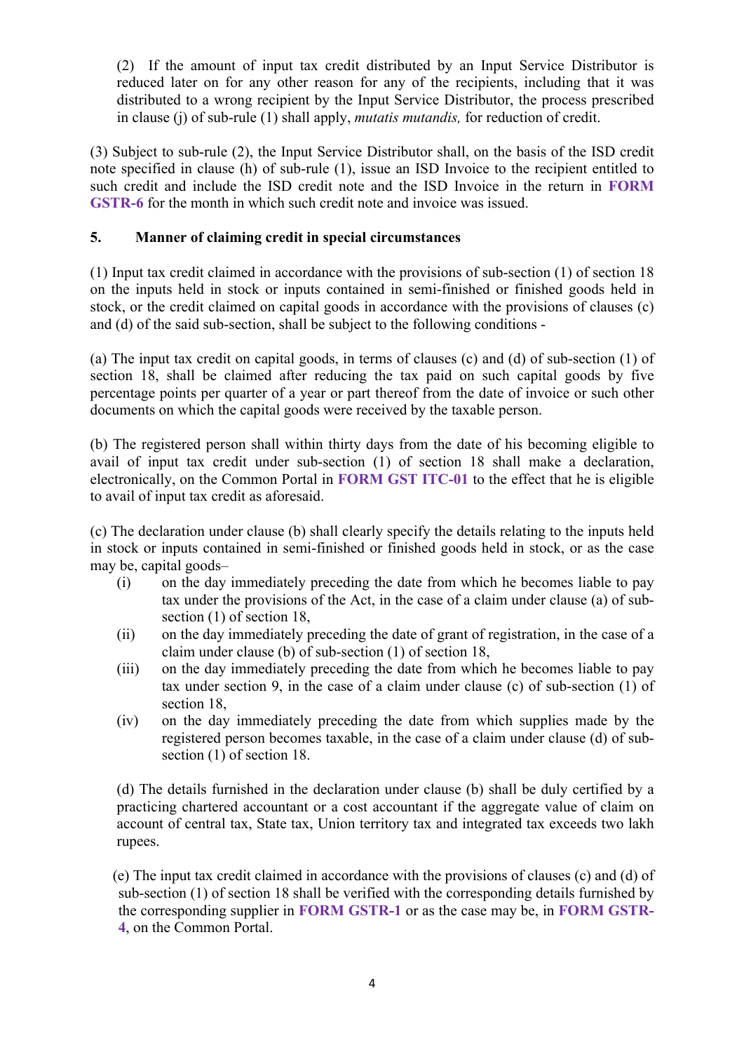(2) If the amount of input tax credit distributed by an Input Service Distributor is reduced later on for any other reason for any of the recipients, including that it was distributed to a wrong recipient by the Input Service Distributor, the process prescribed in clause (j) of sub-rule (1) shall apply, *mutatis mutandis,* for reduction of credit.

(3) Subject to sub-rule (2), the Input Service Distributor shall, on the basis of the ISD credit note specified in clause (h) of sub-rule (1), issue an ISD Invoice to the recipient entitled to such credit and include the ISD credit note and the ISD Invoice in the return in **FORM GSTR-6** for the month in which such credit note and invoice was issued.

## 5. Manner of claiming credit in special circumstances

(1) Input tax credit claimed in accordance with the provisions of sub-section (1) of section 18 on the inputs held in stock or inputs contained in semi-finished or finished goods held in stock, or the credit claimed on capital goods in accordance with the provisions of clauses (c) and (d) of the said sub-section, shall be subject to the following conditions -

(a) The input tax credit on capital goods, in terms of clauses (c) and (d) of sub-section (1) of section 18, shall be claimed after reducing the tax paid on such capital goods by five percentage points per quarter of a year or part thereof from the date of invoice or such other documents on which the capital goods were received by the taxable person.

(b) The registered person shall within thirty days from the date of his becoming eligible to avail of input tax credit under sub-section (1) of section 18 shall make a declaration, electronically, on the Common Portal in **FORM GST ITC-01** to the effect that he is eligible to avail of input tax credit as aforesaid.

(c) The declaration under clause (b) shall clearly specify the details relating to the inputs held in stock or inputs contained in semi-finished or finished goods held in stock, or as the case may be, capital goods–

(i) on the day immediately preceding the date from which he becomes liable to pay tax under the provisions of the Act, in the case of a claim under clause (a) of sub-section (1) of section 18,

(ii) on the day immediately preceding the date of grant of registration, in the case of a claim under clause (b) of sub-section (1) of section 18,

(iii) on the day immediately preceding the date from which he becomes liable to pay tax under section 9, in the case of a claim under clause (c) of sub-section (1) of section 18,

(iv) on the day immediately preceding the date from which supplies made by the registered person becomes taxable, in the case of a claim under clause (d) of sub-section (1) of section 18.

(d) The details furnished in the declaration under clause (b) shall be duly certified by a practicing chartered accountant or a cost accountant if the aggregate value of claim on account of central tax, State tax, Union territory tax and integrated tax exceeds two lakh rupees.

(e) The input tax credit claimed in accordance with the provisions of clauses (c) and (d) of sub-section (1) of section 18 shall be verified with the corresponding details furnished by the corresponding supplier in **FORM GSTR-1** or as the case may be, in **FORM GSTR-4**, on the Common Portal.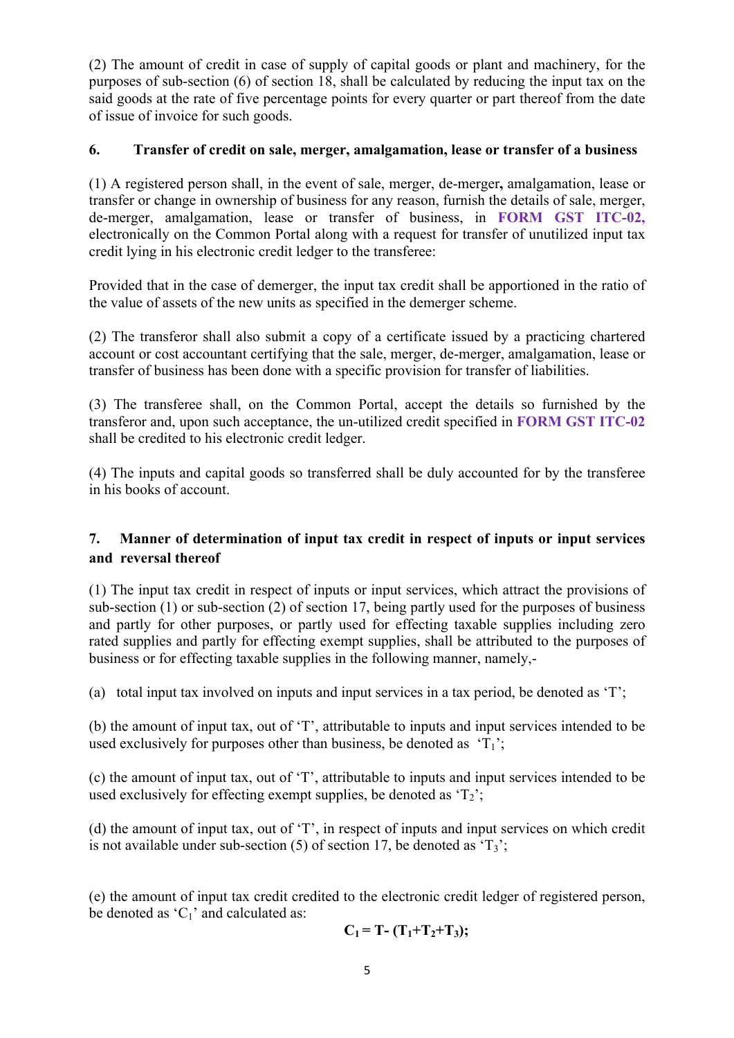(2) The amount of credit in case of supply of capital goods or plant and machinery, for the purposes of sub-section (6) of section 18, shall be calculated by reducing the input tax on the said goods at the rate of five percentage points for every quarter or part thereof from the date of issue of invoice for such goods.

### 6. Transfer of credit on sale, merger, amalgamation, lease or transfer of a business

(1) A registered person shall, in the event of sale, merger, de-merger**,** amalgamation, lease or transfer or change in ownership of business for any reason, furnish the details of sale, merger, de-merger, amalgamation, lease or transfer of business, in **FORM GST ITC-02,** electronically on the Common Portal along with a request for transfer of unutilized input tax credit lying in his electronic credit ledger to the transferee:

Provided that in the case of demerger, the input tax credit shall be apportioned in the ratio of the value of assets of the new units as specified in the demerger scheme.

(2) The transferor shall also submit a copy of a certificate issued by a practicing chartered account or cost accountant certifying that the sale, merger, de-merger, amalgamation, lease or transfer of business has been done with a specific provision for transfer of liabilities.

(3) The transferee shall, on the Common Portal, accept the details so furnished by the transferor and, upon such acceptance, the un-utilized credit specified in **FORM GST ITC-02** shall be credited to his electronic credit ledger.

(4) The inputs and capital goods so transferred shall be duly accounted for by the transferee in his books of account.

### 7. Manner of determination of input tax credit in respect of inputs or input services and reversal thereof

(1) The input tax credit in respect of inputs or input services, which attract the provisions of sub-section (1) or sub-section (2) of section 17, being partly used for the purposes of business and partly for other purposes, or partly used for effecting taxable supplies including zero rated supplies and partly for effecting exempt supplies, shall be attributed to the purposes of business or for effecting taxable supplies in the following manner, namely,-

(a) total input tax involved on inputs and input services in a tax period, be denoted as ‘T’;

(b) the amount of input tax, out of ‘T’, attributable to inputs and input services intended to be used exclusively for purposes other than business, be denoted as ‘$T_1$’;

(c) the amount of input tax, out of ‘T’, attributable to inputs and input services intended to be used exclusively for effecting exempt supplies, be denoted as ‘$T_2$’;

(d) the amount of input tax, out of ‘T’, in respect of inputs and input services on which credit is not available under sub-section (5) of section 17, be denoted as ‘$T_3$’;

(e) the amount of input tax credit credited to the electronic credit ledger of registered person, be denoted as ‘$C_1$’ and calculated as:

$$C_1 = T - (T_1 + T_2 + T_3);$$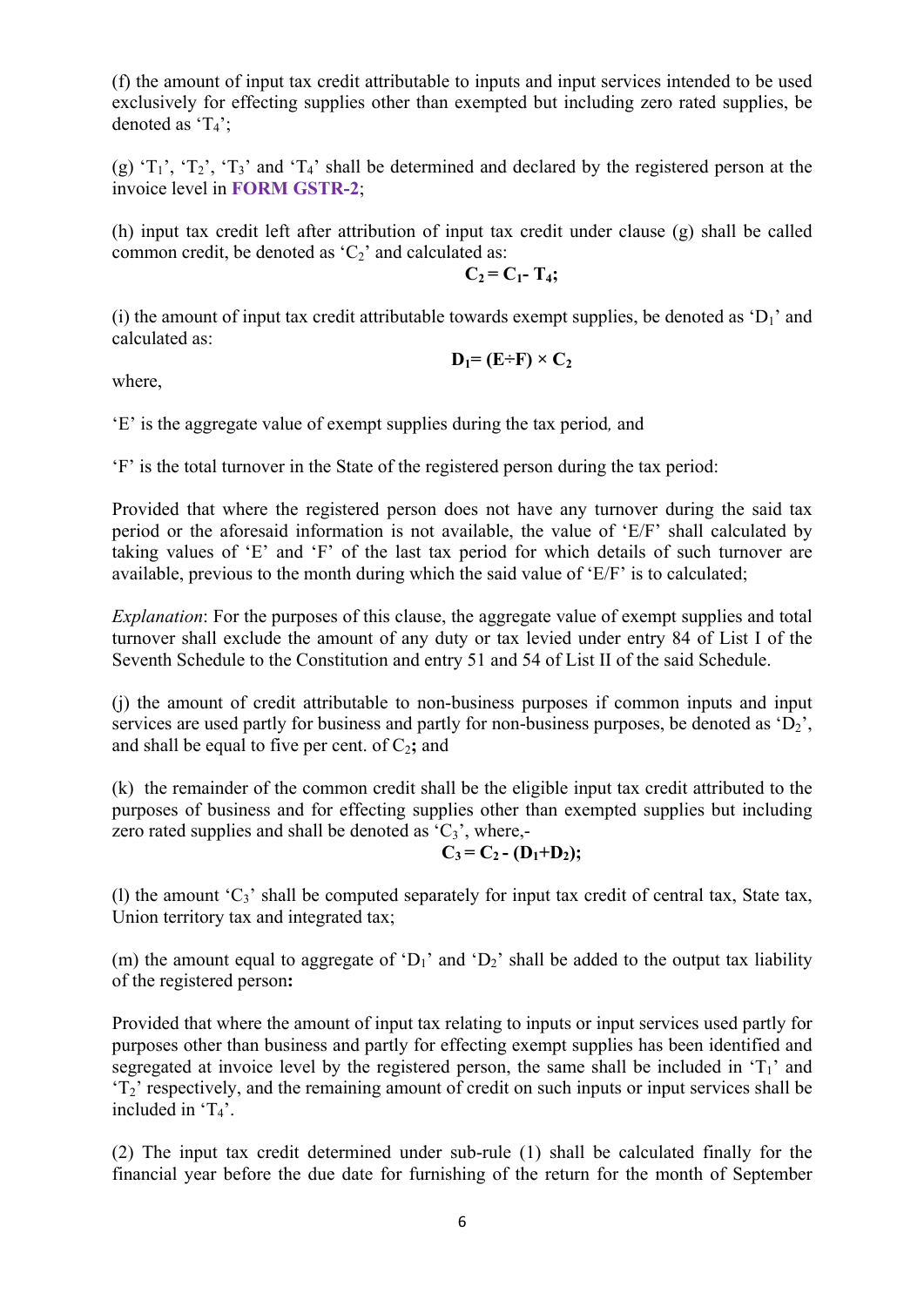(f) the amount of input tax credit attributable to inputs and input services intended to be used exclusively for effecting supplies other than exempted but including zero rated supplies, be denoted as '$T_4$';

(g) '$T_1$', '$T_2$', '$T_3$' and '$T_4$' shall be determined and declared by the registered person at the invoice level in **FORM GSTR-2**;

(h) input tax credit left after attribution of input tax credit under clause (g) shall be called common credit, be denoted as '$C_2$' and calculated as:

$$C_2 = C_1 - T_4;$$

(i) the amount of input tax credit attributable towards exempt supplies, be denoted as '$D_1$' and calculated as:

$$D_1 = (E \div F) \times C_2$$

where,

'E' is the aggregate value of exempt supplies during the tax period*,* and

'F' is the total turnover in the State of the registered person during the tax period:

Provided that where the registered person does not have any turnover during the said tax period or the aforesaid information is not available, the value of 'E/F' shall calculated by taking values of 'E' and 'F' of the last tax period for which details of such turnover are available, previous to the month during which the said value of 'E/F' is to calculated;

*Explanation*: For the purposes of this clause, the aggregate value of exempt supplies and total turnover shall exclude the amount of any duty or tax levied under entry 84 of List I of the Seventh Schedule to the Constitution and entry 51 and 54 of List II of the said Schedule.

(j) the amount of credit attributable to non-business purposes if common inputs and input services are used partly for business and partly for non-business purposes, be denoted as '$D_2$', and shall be equal to five per cent. of $C_2$**;** and

(k) the remainder of the common credit shall be the eligible input tax credit attributed to the purposes of business and for effecting supplies other than exempted supplies but including zero rated supplies and shall be denoted as '$C_3$', where,-

$$C_3 = C_2 - (D_1 + D_2);$$

(l) the amount '$C_3$' shall be computed separately for input tax credit of central tax, State tax, Union territory tax and integrated tax;

(m) the amount equal to aggregate of '$D_1$' and '$D_2$' shall be added to the output tax liability of the registered person**:**

Provided that where the amount of input tax relating to inputs or input services used partly for purposes other than business and partly for effecting exempt supplies has been identified and segregated at invoice level by the registered person, the same shall be included in '$T_1$' and '$T_2$' respectively, and the remaining amount of credit on such inputs or input services shall be included in '$T_4$'.

(2) The input tax credit determined under sub-rule (1) shall be calculated finally for the financial year before the due date for furnishing of the return for the month of September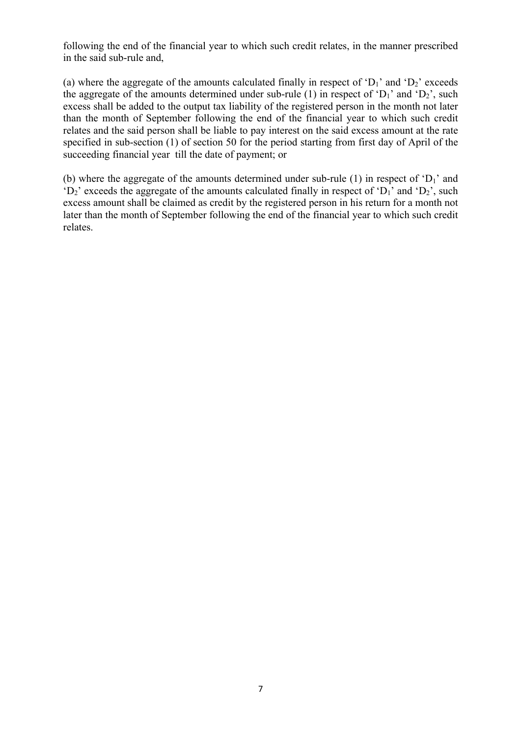following the end of the financial year to which such credit relates, in the manner prescribed in the said sub-rule and,

(a) where the aggregate of the amounts calculated finally in respect of '$D_1$' and '$D_2$' exceeds the aggregate of the amounts determined under sub-rule (1) in respect of '$D_1$' and '$D_2$', such excess shall be added to the output tax liability of the registered person in the month not later than the month of September following the end of the financial year to which such credit relates and the said person shall be liable to pay interest on the said excess amount at the rate specified in sub-section (1) of section 50 for the period starting from first day of April of the succeeding financial year till the date of payment; or

(b) where the aggregate of the amounts determined under sub-rule (1) in respect of '$D_1$' and '$D_2$' exceeds the aggregate of the amounts calculated finally in respect of '$D_1$' and '$D_2$', such excess amount shall be claimed as credit by the registered person in his return for a month not later than the month of September following the end of the financial year to which such credit relates.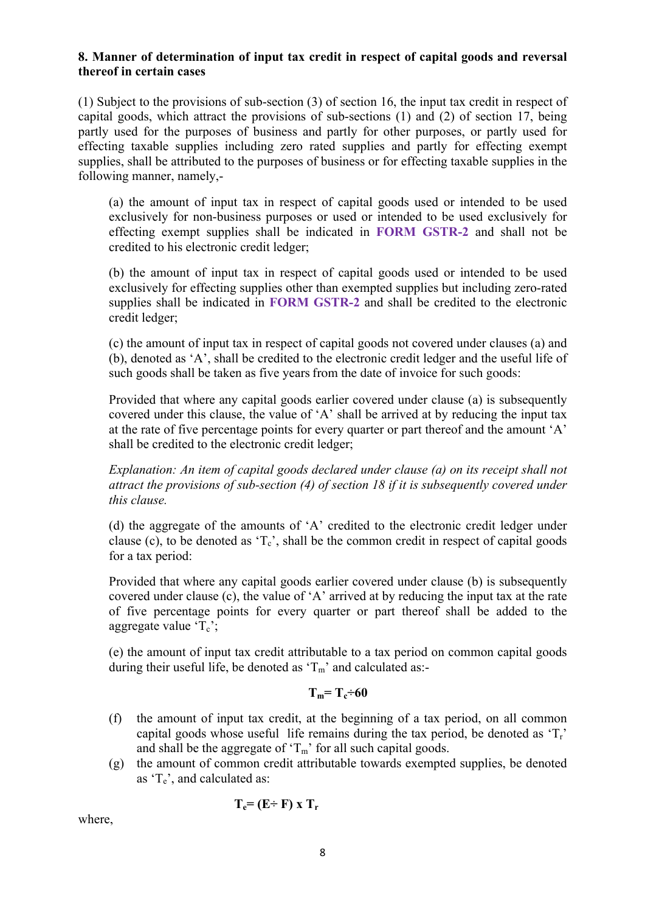**8. Manner of determination of input tax credit in respect of capital goods and reversal thereof in certain cases**

(1) Subject to the provisions of sub-section (3) of section 16, the input tax credit in respect of capital goods, which attract the provisions of sub-sections (1) and (2) of section 17, being partly used for the purposes of business and partly for other purposes, or partly used for effecting taxable supplies including zero rated supplies and partly for effecting exempt supplies, shall be attributed to the purposes of business or for effecting taxable supplies in the following manner, namely,-

(a) the amount of input tax in respect of capital goods used or intended to be used exclusively for non-business purposes or used or intended to be used exclusively for effecting exempt supplies shall be indicated in **FORM GSTR-2** and shall not be credited to his electronic credit ledger;

(b) the amount of input tax in respect of capital goods used or intended to be used exclusively for effecting supplies other than exempted supplies but including zero-rated supplies shall be indicated in **FORM GSTR-2** and shall be credited to the electronic credit ledger;

(c) the amount of input tax in respect of capital goods not covered under clauses (a) and (b), denoted as 'A', shall be credited to the electronic credit ledger and the useful life of such goods shall be taken as five years from the date of invoice for such goods:

Provided that where any capital goods earlier covered under clause (a) is subsequently covered under this clause, the value of 'A' shall be arrived at by reducing the input tax at the rate of five percentage points for every quarter or part thereof and the amount 'A' shall be credited to the electronic credit ledger;

*Explanation: An item of capital goods declared under clause (a) on its receipt shall not attract the provisions of sub-section (4) of section 18 if it is subsequently covered under this clause.*

(d) the aggregate of the amounts of 'A' credited to the electronic credit ledger under clause (c), to be denoted as '$T_c$', shall be the common credit in respect of capital goods for a tax period:

Provided that where any capital goods earlier covered under clause (b) is subsequently covered under clause (c), the value of 'A' arrived at by reducing the input tax at the rate of five percentage points for every quarter or part thereof shall be added to the aggregate value '$T_c$';

(e) the amount of input tax credit attributable to a tax period on common capital goods during their useful life, be denoted as '$T_m$' and calculated as:-

$$T_m = T_c \div 60$$

(f) the amount of input tax credit, at the beginning of a tax period, on all common capital goods whose useful life remains during the tax period, be denoted as '$T_r$' and shall be the aggregate of '$T_m$' for all such capital goods.

(g) the amount of common credit attributable towards exempted supplies, be denoted as '$T_e$', and calculated as:

$$T_e = (E \div F) \times T_r$$

where,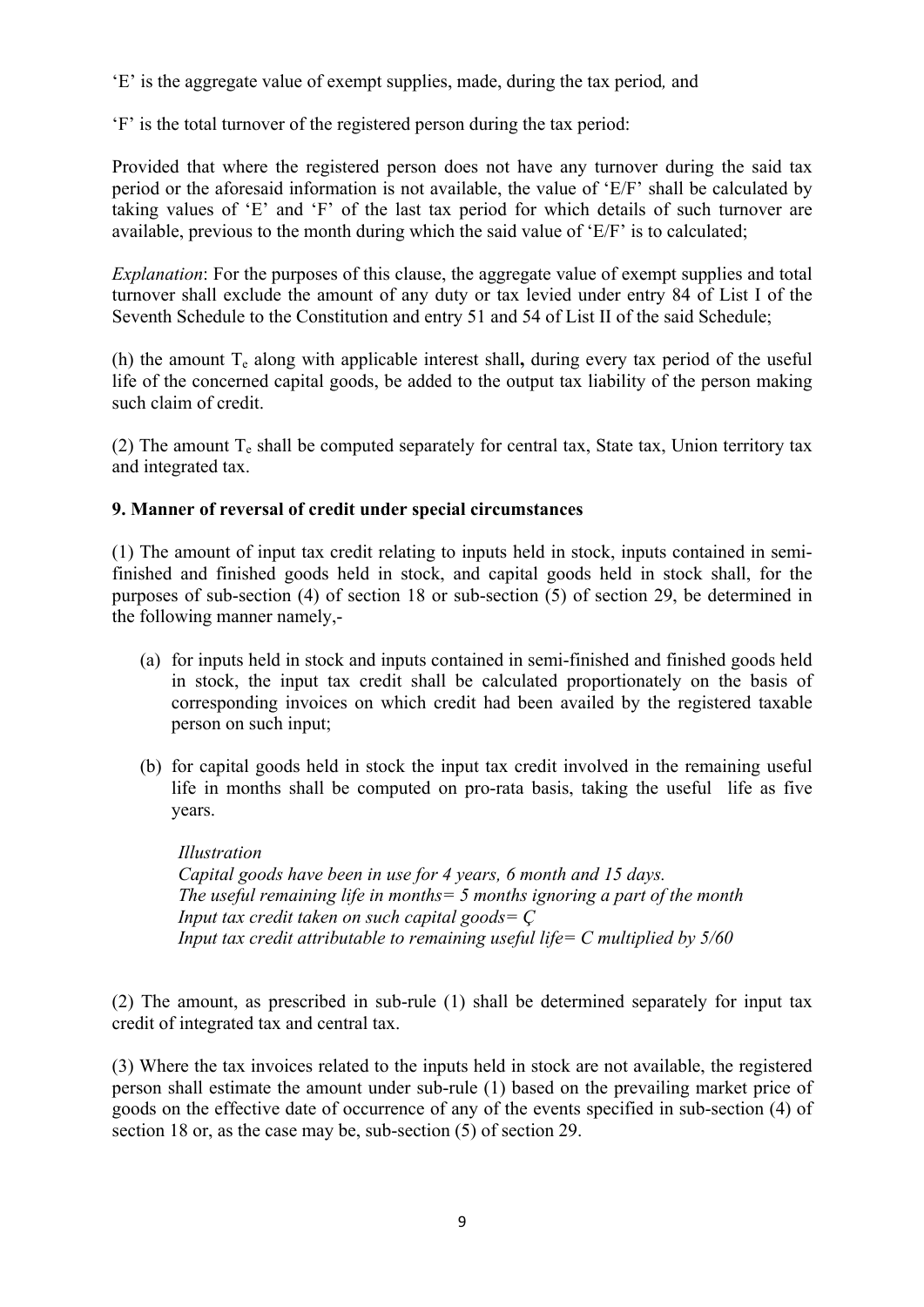‘E’ is the aggregate value of exempt supplies, made, during the tax period*,* and

‘F’ is the total turnover of the registered person during the tax period:

Provided that where the registered person does not have any turnover during the said tax period or the aforesaid information is not available, the value of ‘E/F’ shall be calculated by taking values of ‘E’ and ‘F’ of the last tax period for which details of such turnover are available, previous to the month during which the said value of ‘E/F’ is to calculated;

*Explanation*: For the purposes of this clause, the aggregate value of exempt supplies and total turnover shall exclude the amount of any duty or tax levied under entry 84 of List I of the Seventh Schedule to the Constitution and entry 51 and 54 of List II of the said Schedule;

(h) the amount $T_e$ along with applicable interest shall**,** during every tax period of the useful life of the concerned capital goods, be added to the output tax liability of the person making such claim of credit.

(2) The amount $T_e$ shall be computed separately for central tax, State tax, Union territory tax and integrated tax.

**9. Manner of reversal of credit under special circumstances**

(1) The amount of input tax credit relating to inputs held in stock, inputs contained in semi-finished and finished goods held in stock, and capital goods held in stock shall, for the purposes of sub-section (4) of section 18 or sub-section (5) of section 29, be determined in the following manner namely,-

(a) for inputs held in stock and inputs contained in semi-finished and finished goods held in stock, the input tax credit shall be calculated proportionately on the basis of corresponding invoices on which credit had been availed by the registered taxable person on such input;

(b) for capital goods held in stock the input tax credit involved in the remaining useful life in months shall be computed on pro-rata basis, taking the useful life as five years.

*Illustration*
*Capital goods have been in use for 4 years, 6 month and 15 days.*
*The useful remaining life in months= 5 months ignoring a part of the month*
*Input tax credit taken on such capital goods= Ç*
*Input tax credit attributable to remaining useful life= C multiplied by 5/60*

(2) The amount, as prescribed in sub-rule (1) shall be determined separately for input tax credit of integrated tax and central tax.

(3) Where the tax invoices related to the inputs held in stock are not available, the registered person shall estimate the amount under sub-rule (1) based on the prevailing market price of goods on the effective date of occurrence of any of the events specified in sub-section (4) of section 18 or, as the case may be, sub-section (5) of section 29.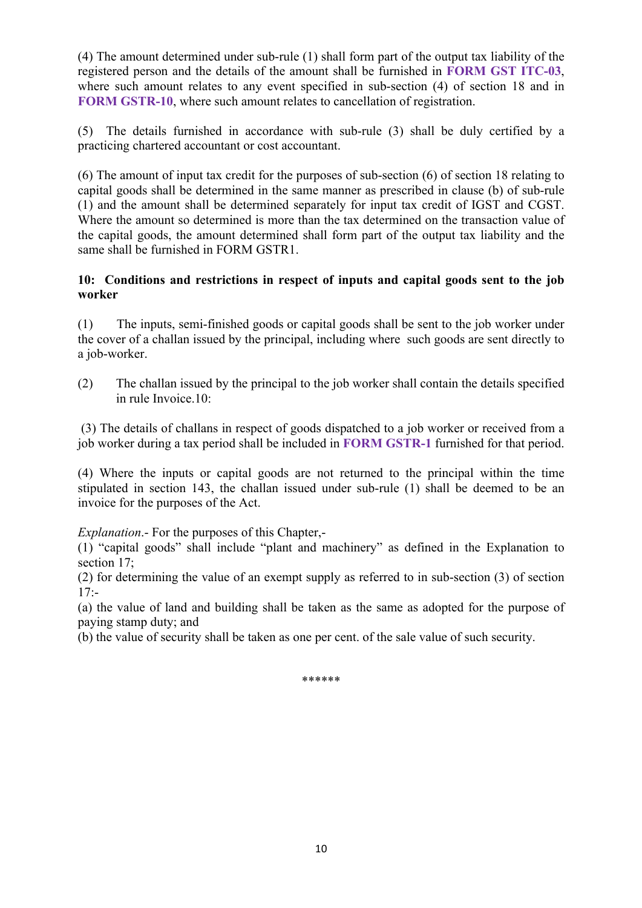(4) The amount determined under sub-rule (1) shall form part of the output tax liability of the registered person and the details of the amount shall be furnished in **FORM GST ITC-03**, where such amount relates to any event specified in sub-section (4) of section 18 and in **FORM GSTR-10**, where such amount relates to cancellation of registration.

(5) The details furnished in accordance with sub-rule (3) shall be duly certified by a practicing chartered accountant or cost accountant.

(6) The amount of input tax credit for the purposes of sub-section (6) of section 18 relating to capital goods shall be determined in the same manner as prescribed in clause (b) of sub-rule (1) and the amount shall be determined separately for input tax credit of IGST and CGST. Where the amount so determined is more than the tax determined on the transaction value of the capital goods, the amount determined shall form part of the output tax liability and the same shall be furnished in FORM GSTR1.

**10: Conditions and restrictions in respect of inputs and capital goods sent to the job worker**

(1) The inputs, semi-finished goods or capital goods shall be sent to the job worker under the cover of a challan issued by the principal, including where such goods are sent directly to a job-worker.

(2) The challan issued by the principal to the job worker shall contain the details specified in rule Invoice.10:

(3) The details of challans in respect of goods dispatched to a job worker or received from a job worker during a tax period shall be included in **FORM GSTR-1** furnished for that period.

(4) Where the inputs or capital goods are not returned to the principal within the time stipulated in section 143, the challan issued under sub-rule (1) shall be deemed to be an invoice for the purposes of the Act.

*Explanation*.- For the purposes of this Chapter,-
(1) "capital goods" shall include "plant and machinery" as defined in the Explanation to section 17;
(2) for determining the value of an exempt supply as referred to in sub-section (3) of section 17:-
(a) the value of land and building shall be taken as the same as adopted for the purpose of paying stamp duty; and
(b) the value of security shall be taken as one per cent. of the sale value of such security.

******